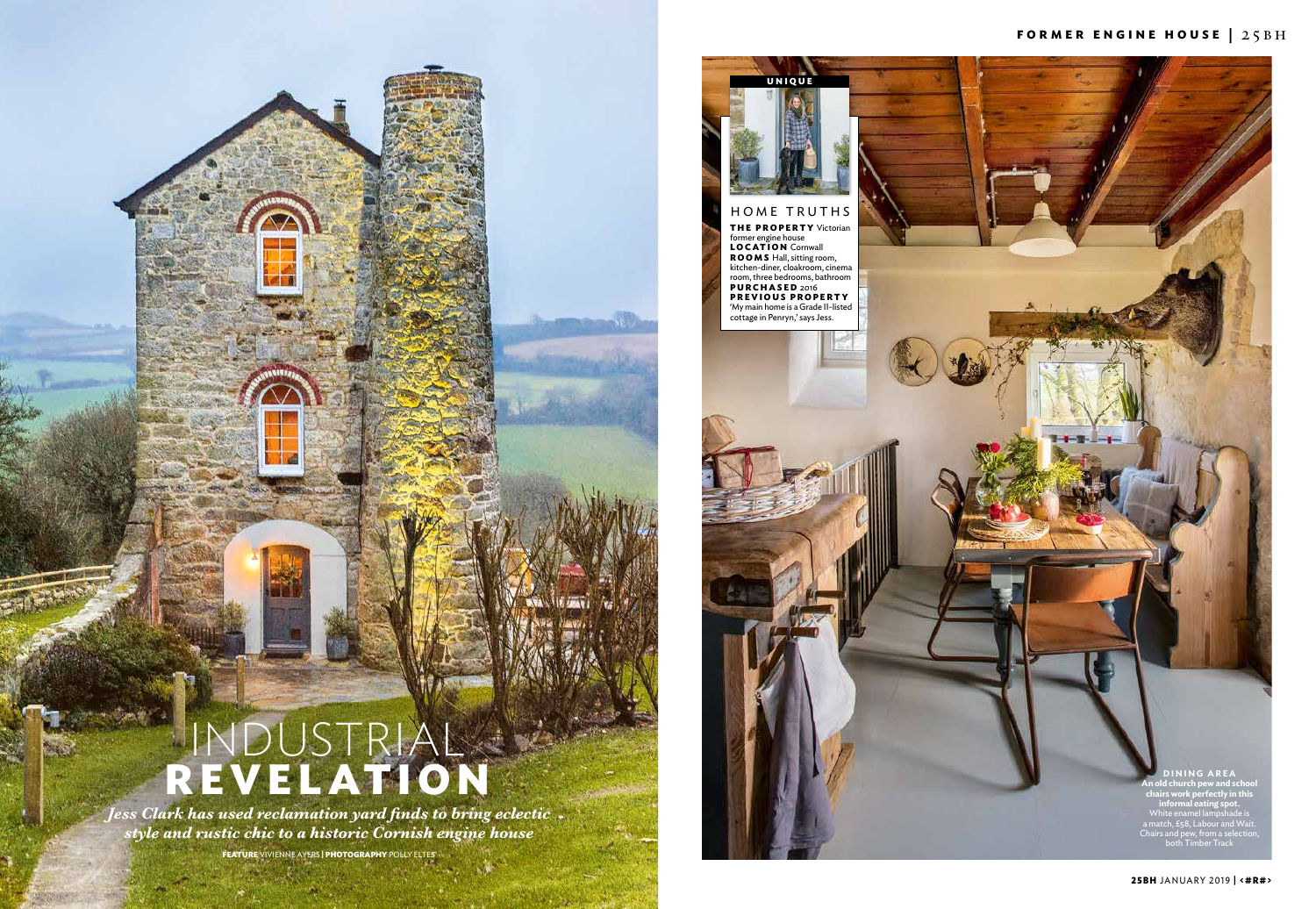# INDUSTRIAL REVELATION

*Jess Clark has used reclamation yard finds to bring eclectic style and rustic chic to a historic Cornish engine house*

**FEATURE** VIVIENNE AYERS | **PHOTOGRAPHY** POLLY ELTES

**UNIQUE**

## HOME TRUTHS

**THE PROPERTY** Victorian former engine house
**LOCATION** Cornwall
**ROOMS** Hall, sitting room, kitchen-diner, cloakroom, cinema room, three bedrooms, bathroom
**PURCHASED** 2016
**PREVIOUS PROPERTY** 'My main home is a Grade II-listed cottage in Penryn,' says Jess.

**DINING AREA**
**An old church pew and school chairs work perfectly in this informal eating spot.** White enamel lampshade is a match, £58, Labour and Wait. Chairs and pew, from a selection, both Timber Track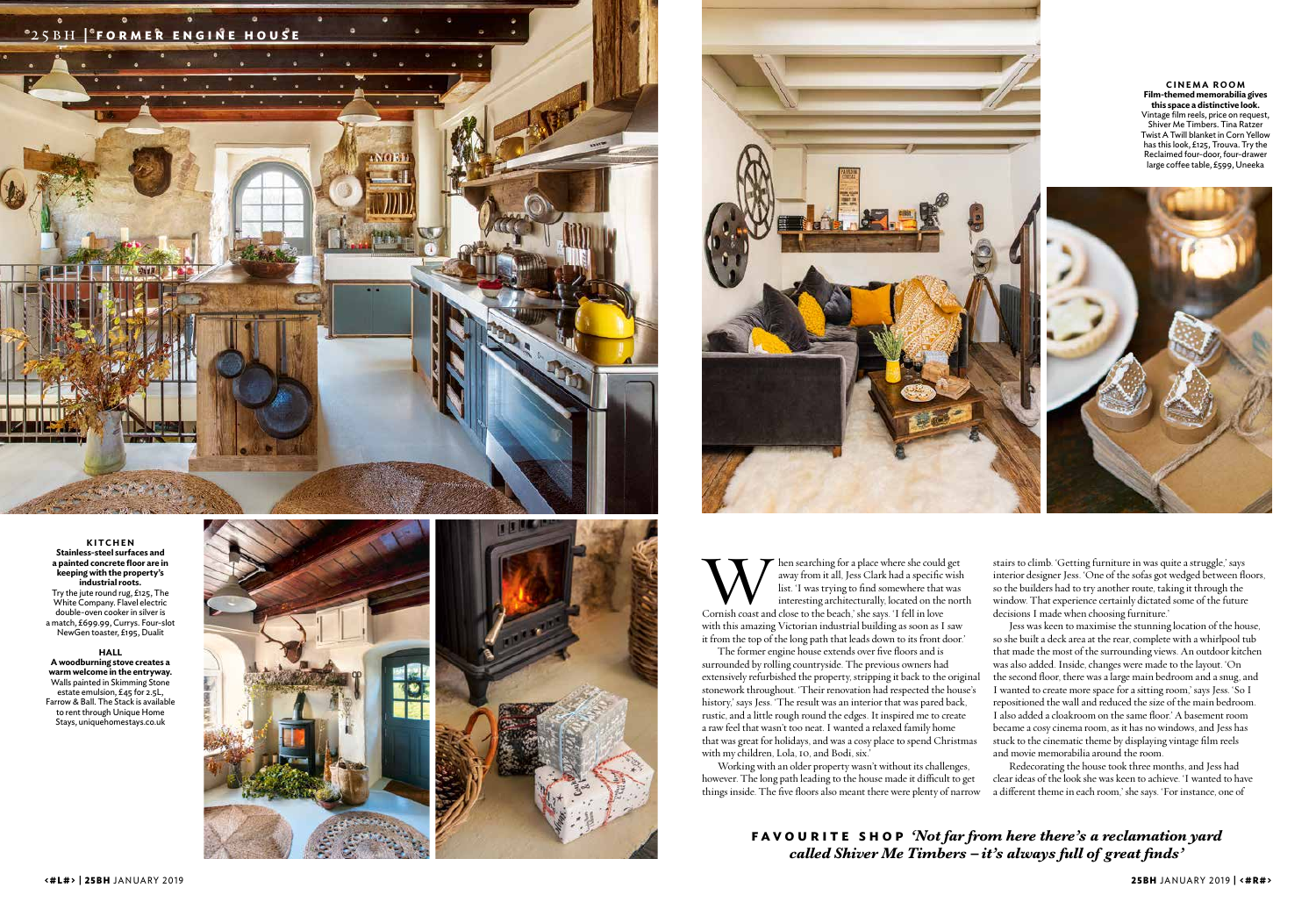**KITCHEN**

**Stainless-steel surfaces and a painted concrete floor are in keeping with the property's industrial roots.**

Try the jute round rug, £125, The White Company. Flavel electric double-oven cooker in silver is a match, £699.99, Currys. Four-slot NewGen toaster, £195, Dualit

**HALL**

**A woodburning stove creates a warm welcome in the entryway.**

Walls painted in Skimming Stone estate emulsion, £45 for 2.5L, Farrow & Ball. The Stack is available to rent through Unique Home Stays, uniquehomestays.co.uk

**CINEMA ROOM**

**Film-themed memorabilia gives this space a distinctive look.**

Vintage film reels, price on request, Shiver Me Timbers. Tina Ratzer Twist A Twill blanket in Corn Yellow has this look, £125, Trouva. Try the Reclaimed four-door, four-drawer large coffee table, £599, Uneeka

When searching for a place where she could get away from it all, Jess Clark had a specific wish list. 'I was trying to find somewhere that was interestingly architecturally, located on the north Cornish coast and close to the beach,' she says. 'I fell in love with this amazing Victorian industrial building as soon as I saw it from the top of the long path that leads down to its front door.'

The former engine house extends over five floors and is surrounded by rolling countryside. The previous owners had extensively refurbished the property, stripping it back to the original stonework throughout. 'Their renovation had respected the house's history,' says Jess. 'The result was an interior that was pared back, rustic, and a little rough round the edges. It inspired me to create a raw feel that wasn't too neat. I wanted a relaxed family home that was great for holidays, and was a cosy place to spend Christmas with my children, Lola, 10, and Bodi, six.'

Working with an older property wasn't without its challenges, however. The long path leading to the house made it difficult to get things inside. The five floors also meant there were plenty of narrow stairs to climb. 'Getting furniture in was quite a struggle,' says interior designer Jess. 'One of the sofas got wedged between floors, so the builders had to try another route, taking it through the window. That experience certainly dictated some of the future decisions I made when choosing furniture.'

Jess was keen to maximise the stunning location of the house, so she built a deck area at the rear, complete with a whirlpool tub that made the most of the surrounding views. An outdoor kitchen was also added. Inside, changes were made to the layout. 'On the second floor, there was a large main bedroom and a snug, and I wanted to create more space for a sitting room,' says Jess. 'So I repositioned the wall and reduced the size of the main bedroom. I also added a cloakroom on the same floor.' A basement room became a cosy cinema room, as it has no windows, and Jess has stuck to the cinematic theme by displaying vintage film reels and movie memorabilia around the room.

Redecorating the house took three months, and Jess had clear ideas of the look she was keen to achieve. 'I wanted to have a different theme in each room,' she says. 'For instance, one of

**FAVOURITE SHOP** ***'Not far from here there's a reclamation yard called Shiver Me Timbers – it's always full of great finds'***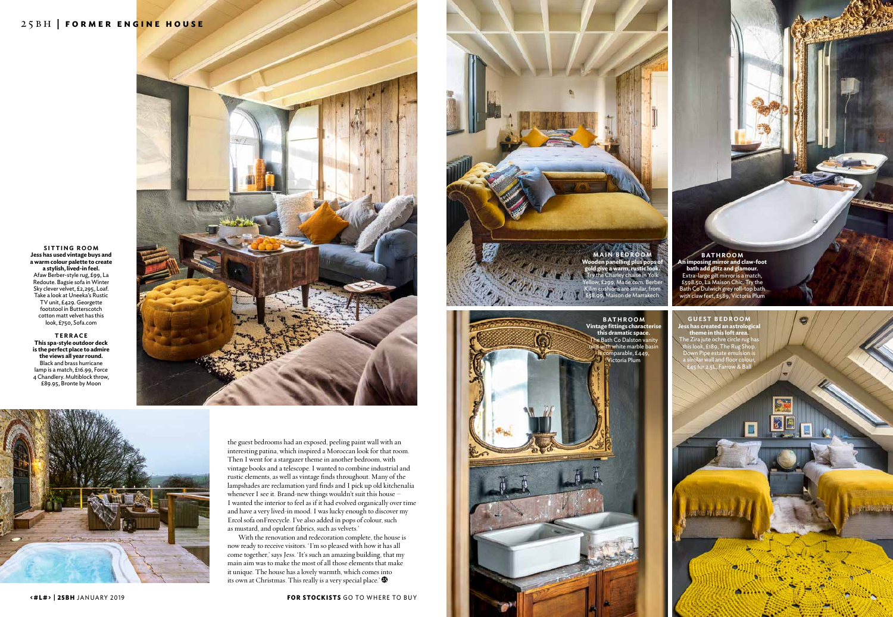**SITTING ROOM**
**Jess has used vintage buys and a warm colour palette to create a stylish, lived-in feel.** Afaw Berber-style rug, £99, La Redoute. Bagsie sofa in Winter Sky clever velvet, £2,295, Loaf. Take a look at Uneeka's Rustic TV unit, £429. Georgette footstool in Butterscotch cotton matt velvet has this look, £750, Sofa.com

**TERRACE**
**This spa-style outdoor deck is the perfect place to admire the views all year round.** Black and brass hurricane lamp is a match, £16.99, Force 4 Chandlery. Multiblock throw, £89.95, Bronte by Moon

the guest bedrooms had an exposed, peeling paint wall with an interesting patina, which inspired a Moroccan look for that room. Then I went for a stargazer theme in another bedroom, with vintage books and a telescope. I wanted to combine industrial and rustic elements, as well as vintage finds throughout. Many of the lampshades are reclamation yard finds and I pick up old kitchenalia whenever I see it. Brand-new things wouldn't suit this house – I wanted the interior to feel as if it had evolved organically over time and have a very lived-in mood. I was lucky enough to discover my Ercol sofa onFreecycle. I've also added in pops of colour, such as mustard, and opulent fabrics, such as velvets.'

With the renovation and redecoration complete, the house is now ready to receive visitors. 'I'm so pleased with how it has all come together,' says Jess. 'It's such an amazing building, that my main aim was to make the most of all those elements that make it unique. The house has a lovely warmth, which comes into its own at Christmas. This really is a very special place.'

**FOR STOCKISTS** GO TO WHERE TO BUY

**MAIN BEDROOM**
**Wooden panelling plus pops of gold give a warm, rustic look.** Try the Charley chaise in Yolk Yellow, £299, Made.com. Berber Kilim cushions are similar, from £58.99, Maison de Marrakech

**BATHROOM**
**An imposing mirror and claw-foot bath add glitz and glamour.** Extra-large gilt mirror is a match, £598.50, La Maison Chic. Try the Bath Co Dulwich grey roll-top bath with claw feet, £589, Victoria Plum

**BATHROOM**
**Vintage fittings characterise this dramatic space.** The Bath Co Dalston vanity unit with white marble basin is comparable, £449, Victoria Plum

**GUEST BEDROOM**
**Jess has created an astrological theme in this loft area.** The Zira jute ochre circle rug has this look, £189, The Rug Shop. Down Pipe estate emulsion is a similar wall and floor colour, £45 for 2.5L, Farrow & Ball